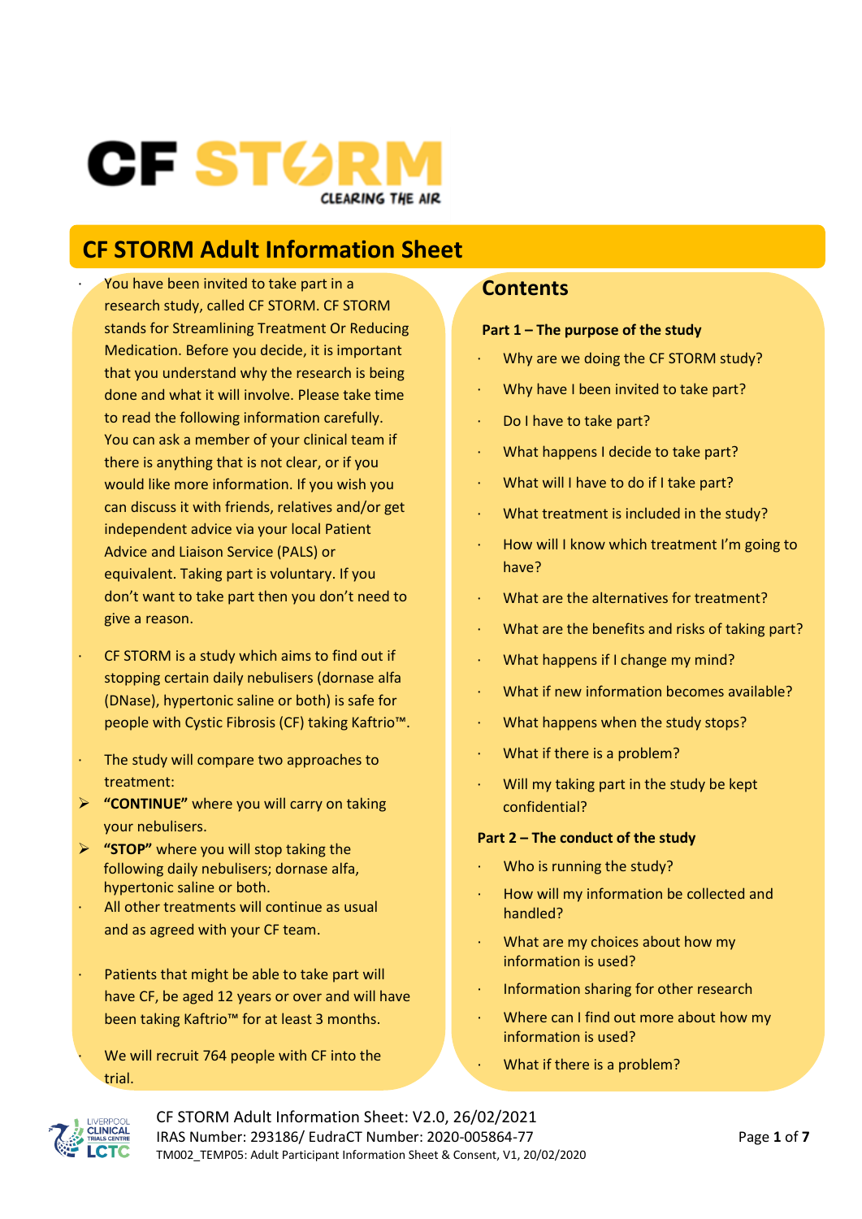# CF STORM

CLEARING THE AIR

## CF STORM Adult Information Sheet

- You have been invited to take part in a research study, called CF STORM. CF STORM stands for Streamlining Treatment Or Reducing Medication. Before you decide, it is important that you understand why the research is being done and what it will involve. Please take time to read the following information carefully. You can ask a member of your clinical team if there is anything that is not clear, or if you would like more information. If you wish you can discuss it with friends, relatives and/or get independent advice via your local Patient Advice and Liaison Service (PALS) or equivalent. Taking part is voluntary. If you don't want to take part then you don't need to give a reason.
- CF STORM is a study which aims to find out if stopping certain daily nebulisers (dornase alfa (DNase), hypertonic saline or both) is safe for people with Cystic Fibrosis (CF) taking Kaftrio™.
- The study will compare two approaches to treatment:
  - **"CONTINUE"** where you will carry on taking your nebulisers.
  - **"STOP"** where you will stop taking the following daily nebulisers; dornase alfa, hypertonic saline or both.
- All other treatments will continue as usual and as agreed with your CF team.
- Patients that might be able to take part will have CF, be aged 12 years or over and will have been taking Kaftrio™ for at least 3 months.
- We will recruit 764 people with CF into the trial.

## Contents

**Part 1 – The purpose of the study**

- Why are we doing the CF STORM study?
- Why have I been invited to take part?
- Do I have to take part?
- What happens I decide to take part?
- What will I have to do if I take part?
- What treatment is included in the study?
- How will I know which treatment I'm going to have?
- What are the alternatives for treatment?
- What are the benefits and risks of taking part?
- What happens if I change my mind?
- What if new information becomes available?
- What happens when the study stops?
- What if there is a problem?
- Will my taking part in the study be kept confidential?

**Part 2 – The conduct of the study**

- Who is running the study?
- How will my information be collected and handled?
- What are my choices about how my information is used?
- Information sharing for other research
- Where can I find out more about how my information is used?
- What if there is a problem?

CF STORM Adult Information Sheet: V2.0, 26/02/2021
IRAS Number: 293186/ EudraCT Number: 2020-005864-77
TM002_TEMP05: Adult Participant Information Sheet & Consent, V1, 20/02/2020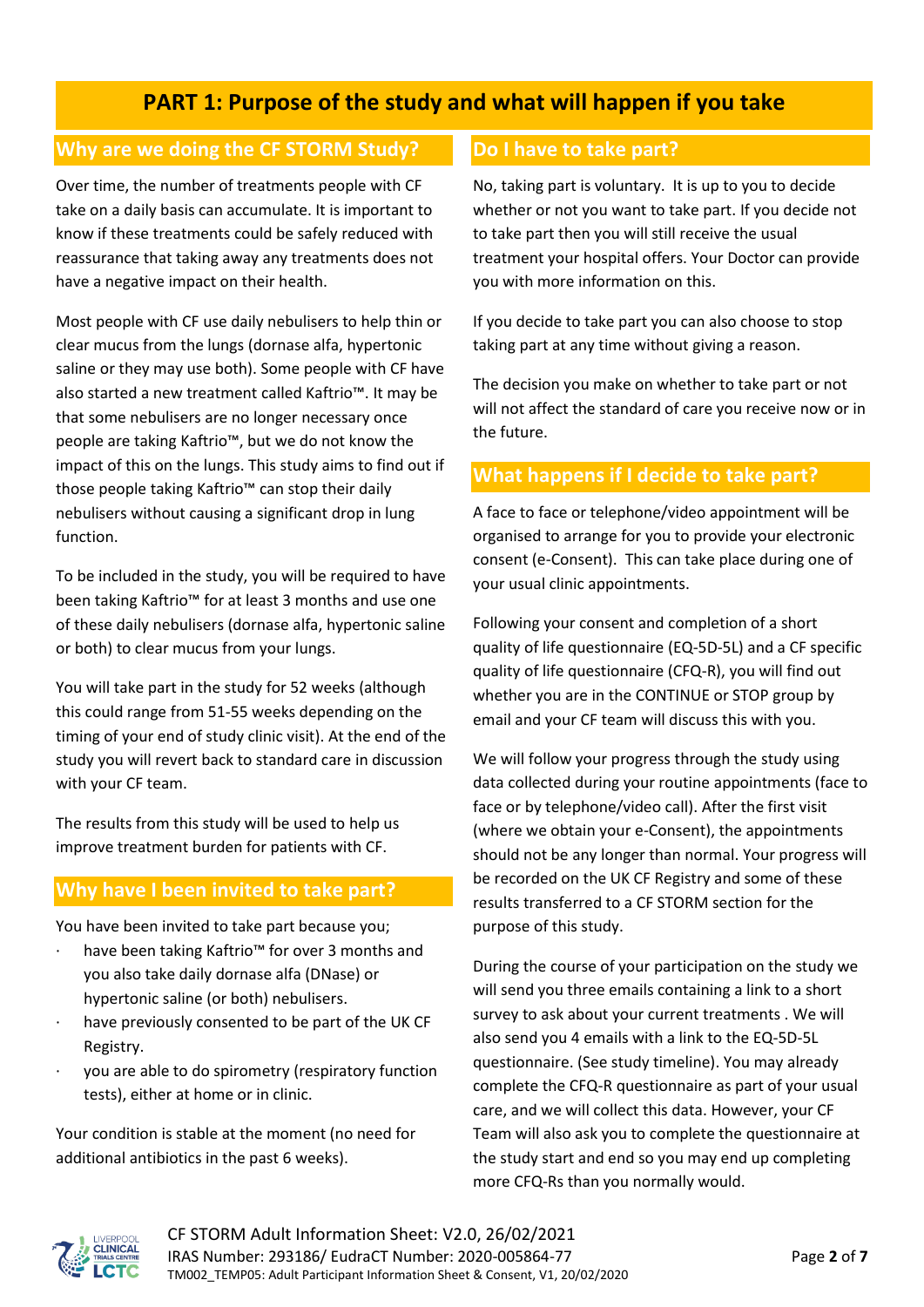# PART 1: Purpose of the study and what will happen if you take

## Why are we doing the CF STORM Study?

Over time, the number of treatments people with CF take on a daily basis can accumulate. It is important to know if these treatments could be safely reduced with reassurance that taking away any treatments does not have a negative impact on their health.

Most people with CF use daily nebulisers to help thin or clear mucus from the lungs (dornase alfa, hypertonic saline or they may use both). Some people with CF have also started a new treatment called Kaftrio™. It may be that some nebulisers are no longer necessary once people are taking Kaftrio™, but we do not know the impact of this on the lungs. This study aims to find out if those people taking Kaftrio™ can stop their daily nebulisers without causing a significant drop in lung function.

To be included in the study, you will be required to have been taking Kaftrio™ for at least 3 months and use one of these daily nebulisers (dornase alfa, hypertonic saline or both) to clear mucus from your lungs.

You will take part in the study for 52 weeks (although this could range from 51-55 weeks depending on the timing of your end of study clinic visit). At the end of the study you will revert back to standard care in discussion with your CF team.

The results from this study will be used to help us improve treatment burden for patients with CF.

## Why have I been invited to take part?

You have been invited to take part because you;

- have been taking Kaftrio™ for over 3 months and you also take daily dornase alfa (DNase) or hypertonic saline (or both) nebulisers.
- have previously consented to be part of the UK CF Registry.
- you are able to do spirometry (respiratory function tests), either at home or in clinic.

Your condition is stable at the moment (no need for additional antibiotics in the past 6 weeks).

## Do I have to take part?

No, taking part is voluntary. It is up to you to decide whether or not you want to take part. If you decide not to take part then you will still receive the usual treatment your hospital offers. Your Doctor can provide you with more information on this.

If you decide to take part you can also choose to stop taking part at any time without giving a reason.

The decision you make on whether to take part or not will not affect the standard of care you receive now or in the future.

## What happens if I decide to take part?

A face to face or telephone/video appointment will be organised to arrange for you to provide your electronic consent (e-Consent). This can take place during one of your usual clinic appointments.

Following your consent and completion of a short quality of life questionnaire (EQ-5D-5L) and a CF specific quality of life questionnaire (CFQ-R), you will find out whether you are in the CONTINUE or STOP group by email and your CF team will discuss this with you.

We will follow your progress through the study using data collected during your routine appointments (face to face or by telephone/video call). After the first visit (where we obtain your e-Consent), the appointments should not be any longer than normal. Your progress will be recorded on the UK CF Registry and some of these results transferred to a CF STORM section for the purpose of this study.

During the course of your participation on the study we will send you three emails containing a link to a short survey to ask about your current treatments . We will also send you 4 emails with a link to the EQ-5D-5L questionnaire. (See study timeline). You may already complete the CFQ-R questionnaire as part of your usual care, and we will collect this data. However, your CF Team will also ask you to complete the questionnaire at the study start and end so you may end up completing more CFQ-Rs than you normally would.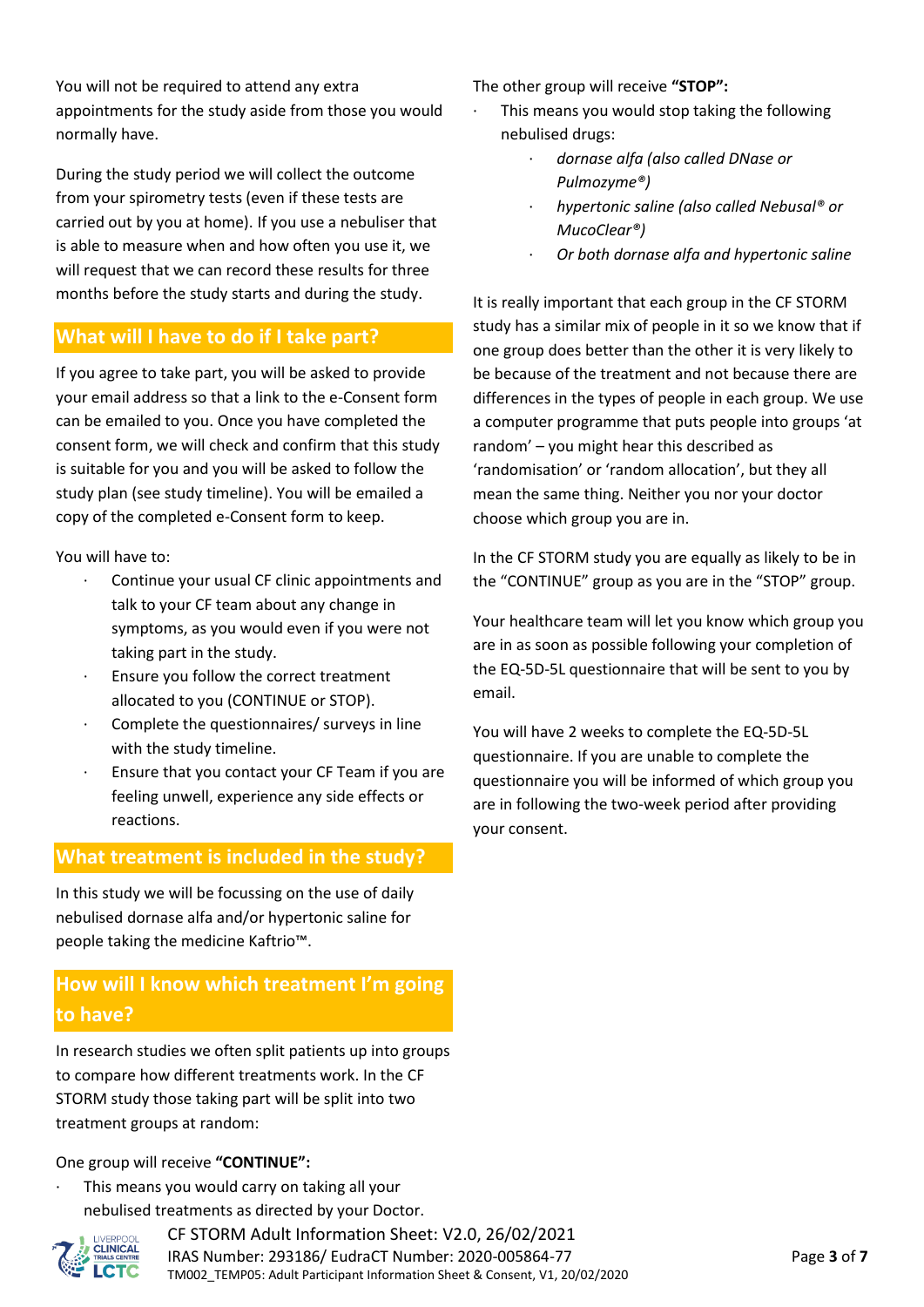You will not be required to attend any extra appointments for the study aside from those you would normally have.

During the study period we will collect the outcome from your spirometry tests (even if these tests are carried out by you at home). If you use a nebuliser that is able to measure when and how often you use it, we will request that we can record these results for three months before the study starts and during the study.

## What will I have to do if I take part?

If you agree to take part, you will be asked to provide your email address so that a link to the e-Consent form can be emailed to you. Once you have completed the consent form, we will check and confirm that this study is suitable for you and you will be asked to follow the study plan (see study timeline). You will be emailed a copy of the completed e-Consent form to keep.

You will have to:

- Continue your usual CF clinic appointments and talk to your CF team about any change in symptoms, as you would even if you were not taking part in the study.
- Ensure you follow the correct treatment allocated to you (CONTINUE or STOP).
- Complete the questionnaires/ surveys in line with the study timeline.
- Ensure that you contact your CF Team if you are feeling unwell, experience any side effects or reactions.

## What treatment is included in the study?

In this study we will be focussing on the use of daily nebulised dornase alfa and/or hypertonic saline for people taking the medicine Kaftrio™.

## How will I know which treatment I'm going to have?

In research studies we often split patients up into groups to compare how different treatments work. In the CF STORM study those taking part will be split into two treatment groups at random:

One group will receive **"CONTINUE":**

- This means you would carry on taking all your nebulised treatments as directed by your Doctor.

The other group will receive **"STOP":**

- This means you would stop taking the following nebulised drugs:
  - *dornase alfa (also called DNase or Pulmozyme®)*
  - *hypertonic saline (also called Nebusal® or MucoClear®)*
  - *Or both dornase alfa and hypertonic saline*

It is really important that each group in the CF STORM study has a similar mix of people in it so we know that if one group does better than the other it is very likely to be because of the treatment and not because there are differences in the types of people in each group. We use a computer programme that puts people into groups 'at random' – you might hear this described as 'randomisation' or 'random allocation', but they all mean the same thing. Neither you nor your doctor choose which group you are in.

In the CF STORM study you are equally as likely to be in the "CONTINUE" group as you are in the "STOP" group.

Your healthcare team will let you know which group you are in as soon as possible following your completion of the EQ-5D-5L questionnaire that will be sent to you by email.

You will have 2 weeks to complete the EQ-5D-5L questionnaire. If you are unable to complete the questionnaire you will be informed of which group you are in following the two-week period after providing your consent.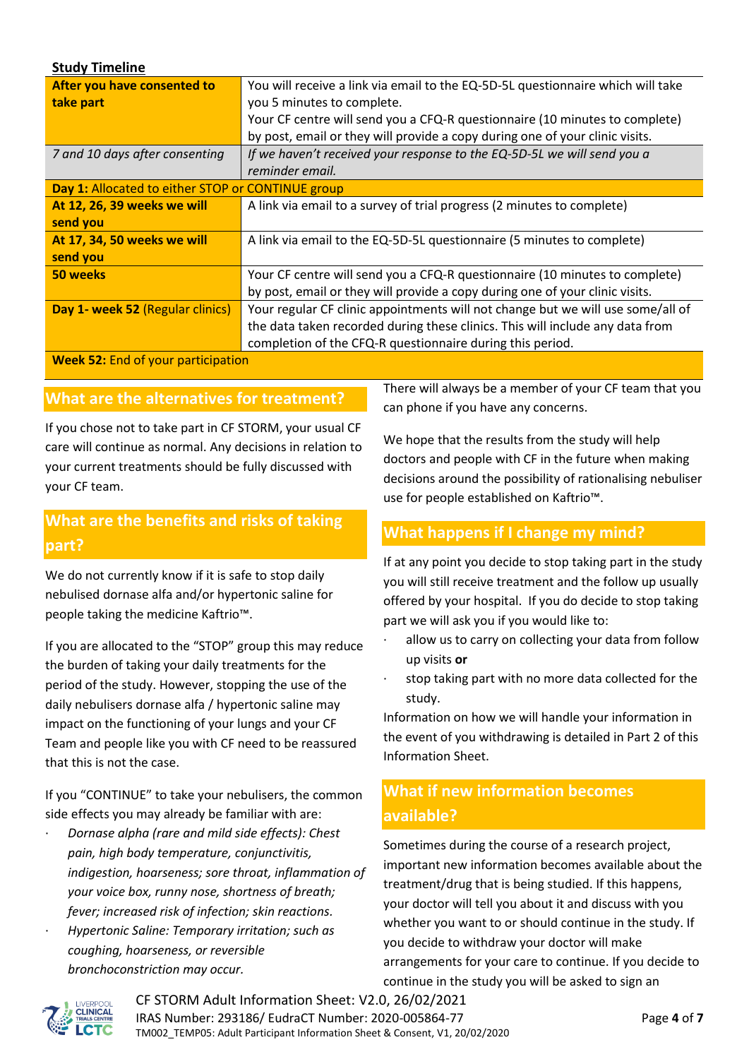**Study Timeline**

| | |
|---|---|
| **After you have consented to take part** | You will receive a link via email to the EQ-5D-5L questionnaire which will take you 5 minutes to complete. Your CF centre will send you a CFQ-R questionnaire (10 minutes to complete) by post, email or they will provide a copy during one of your clinic visits. |
| *7 and 10 days after consenting* | *If we haven't received your response to the EQ-5D-5L we will send you a reminder email.* |
| **Day 1:** Allocated to either STOP or CONTINUE group | |
| **At 12, 26, 39 weeks we will send you** | A link via email to a survey of trial progress (2 minutes to complete) |
| **At 17, 34, 50 weeks we will send you** | A link via email to the EQ-5D-5L questionnaire (5 minutes to complete) |
| **50 weeks** | Your CF centre will send you a CFQ-R questionnaire (10 minutes to complete) by post, email or they will provide a copy during one of your clinic visits. |
| **Day 1- week 52** (Regular clinics) | Your regular CF clinic appointments will not change but we will use some/all of the data taken recorded during these clinics. This will include any data from completion of the CFQ-R questionnaire during this period. |
| **Week 52:** End of your participation | |

## What are the alternatives for treatment?

If you chose not to take part in CF STORM, your usual CF care will continue as normal. Any decisions in relation to your current treatments should be fully discussed with your CF team.

## What are the benefits and risks of taking part?

We do not currently know if it is safe to stop daily nebulised dornase alfa and/or hypertonic saline for people taking the medicine Kaftrio™.

If you are allocated to the "STOP" group this may reduce the burden of taking your daily treatments for the period of the study. However, stopping the use of the daily nebulisers dornase alfa / hypertonic saline may impact on the functioning of your lungs and your CF Team and people like you with CF need to be reassured that this is not the case.

If you "CONTINUE" to take your nebulisers, the common side effects you may already be familiar with are:

- *Dornase alpha (rare and mild side effects): Chest pain, high body temperature, conjunctivitis, indigestion, hoarseness; sore throat, inflammation of your voice box, runny nose, shortness of breath; fever; increased risk of infection; skin reactions.*
- *Hypertonic Saline: Temporary irritation; such as coughing, hoarseness, or reversible bronchoconstriction may occur.*

There will always be a member of your CF team that you can phone if you have any concerns.

We hope that the results from the study will help doctors and people with CF in the future when making decisions around the possibility of rationalising nebuliser use for people established on Kaftrio™.

## What happens if I change my mind?

If at any point you decide to stop taking part in the study you will still receive treatment and the follow up usually offered by your hospital. If you do decide to stop taking part we will ask you if you would like to:

- allow us to carry on collecting your data from follow up visits **or**
- stop taking part with no more data collected for the study.

Information on how we will handle your information in the event of you withdrawing is detailed in Part 2 of this Information Sheet.

## What if new information becomes available?

Sometimes during the course of a research project, important new information becomes available about the treatment/drug that is being studied. If this happens, your doctor will tell you about it and discuss with you whether you want to or should continue in the study. If you decide to withdraw your doctor will make arrangements for your care to continue. If you decide to continue in the study you will be asked to sign an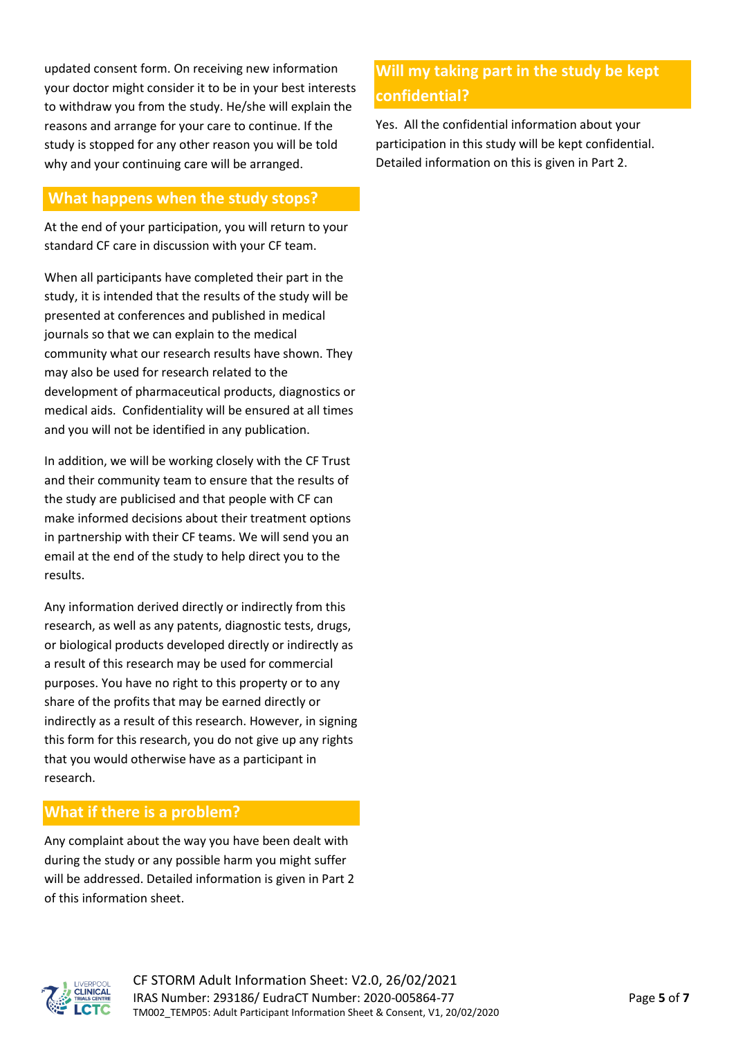updated consent form. On receiving new information your doctor might consider it to be in your best interests to withdraw you from the study. He/she will explain the reasons and arrange for your care to continue. If the study is stopped for any other reason you will be told why and your continuing care will be arranged.

## What happens when the study stops?

At the end of your participation, you will return to your standard CF care in discussion with your CF team.

When all participants have completed their part in the study, it is intended that the results of the study will be presented at conferences and published in medical journals so that we can explain to the medical community what our research results have shown. They may also be used for research related to the development of pharmaceutical products, diagnostics or medical aids. Confidentiality will be ensured at all times and you will not be identified in any publication.

In addition, we will be working closely with the CF Trust and their community team to ensure that the results of the study are publicised and that people with CF can make informed decisions about their treatment options in partnership with their CF teams. We will send you an email at the end of the study to help direct you to the results.

Any information derived directly or indirectly from this research, as well as any patents, diagnostic tests, drugs, or biological products developed directly or indirectly as a result of this research may be used for commercial purposes. You have no right to this property or to any share of the profits that may be earned directly or indirectly as a result of this research. However, in signing this form for this research, you do not give up any rights that you would otherwise have as a participant in research.

## What if there is a problem?

Any complaint about the way you have been dealt with during the study or any possible harm you might suffer will be addressed. Detailed information is given in Part 2 of this information sheet.

## Will my taking part in the study be kept confidential?

Yes. All the confidential information about your participation in this study will be kept confidential. Detailed information on this is given in Part 2.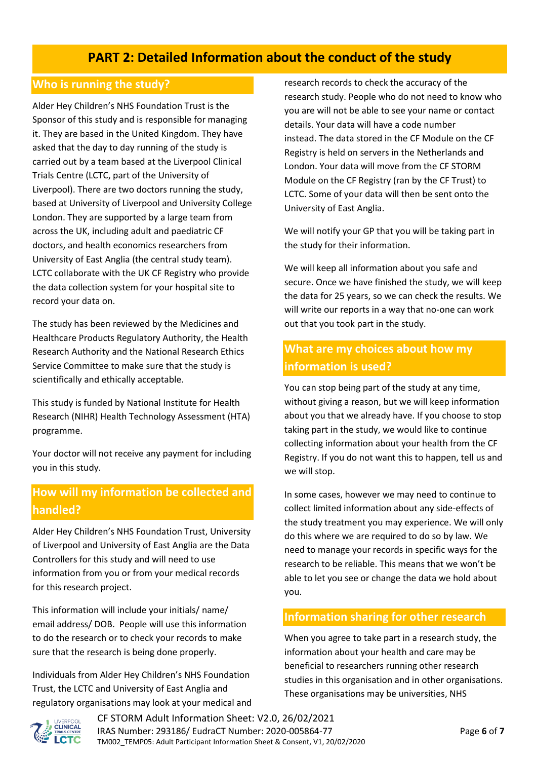## PART 2: Detailed Information about the conduct of the study

### Who is running the study?

Alder Hey Children's NHS Foundation Trust is the Sponsor of this study and is responsible for managing it. They are based in the United Kingdom. They have asked that the day to day running of the study is carried out by a team based at the Liverpool Clinical Trials Centre (LCTC, part of the University of Liverpool). There are two doctors running the study, based at University of Liverpool and University College London. They are supported by a large team from across the UK, including adult and paediatric CF doctors, and health economics researchers from University of East Anglia (the central study team). LCTC collaborate with the UK CF Registry who provide the data collection system for your hospital site to record your data on.

The study has been reviewed by the Medicines and Healthcare Products Regulatory Authority, the Health Research Authority and the National Research Ethics Service Committee to make sure that the study is scientifically and ethically acceptable.

This study is funded by National Institute for Health Research (NIHR) Health Technology Assessment (HTA) programme.

Your doctor will not receive any payment for including you in this study.

### How will my information be collected and handled?

Alder Hey Children's NHS Foundation Trust, University of Liverpool and University of East Anglia are the Data Controllers for this study and will need to use information from you or from your medical records for this research project.

This information will include your initials/ name/ email address/ DOB. People will use this information to do the research or to check your records to make sure that the research is being done properly.

Individuals from Alder Hey Children's NHS Foundation Trust, the LCTC and University of East Anglia and regulatory organisations may look at your medical and research records to check the accuracy of the research study. People who do not need to know who you are will not be able to see your name or contact details. Your data will have a code number instead. The data stored in the CF Module on the CF Registry is held on servers in the Netherlands and London. Your data will move from the CF STORM Module on the CF Registry (ran by the CF Trust) to LCTC. Some of your data will then be sent onto the University of East Anglia.

We will notify your GP that you will be taking part in the study for their information.

We will keep all information about you safe and secure. Once we have finished the study, we will keep the data for 25 years, so we can check the results. We will write our reports in a way that no-one can work out that you took part in the study.

### What are my choices about how my information is used?

You can stop being part of the study at any time, without giving a reason, but we will keep information about you that we already have. If you choose to stop taking part in the study, we would like to continue collecting information about your health from the CF Registry. If you do not want this to happen, tell us and we will stop.

In some cases, however we may need to continue to collect limited information about any side-effects of the study treatment you may experience. We will only do this where we are required to do so by law. We need to manage your records in specific ways for the research to be reliable. This means that we won't be able to let you see or change the data we hold about you.

### Information sharing for other research

When you agree to take part in a research study, the information about your health and care may be beneficial to researchers running other research studies in this organisation and in other organisations. These organisations may be universities, NHS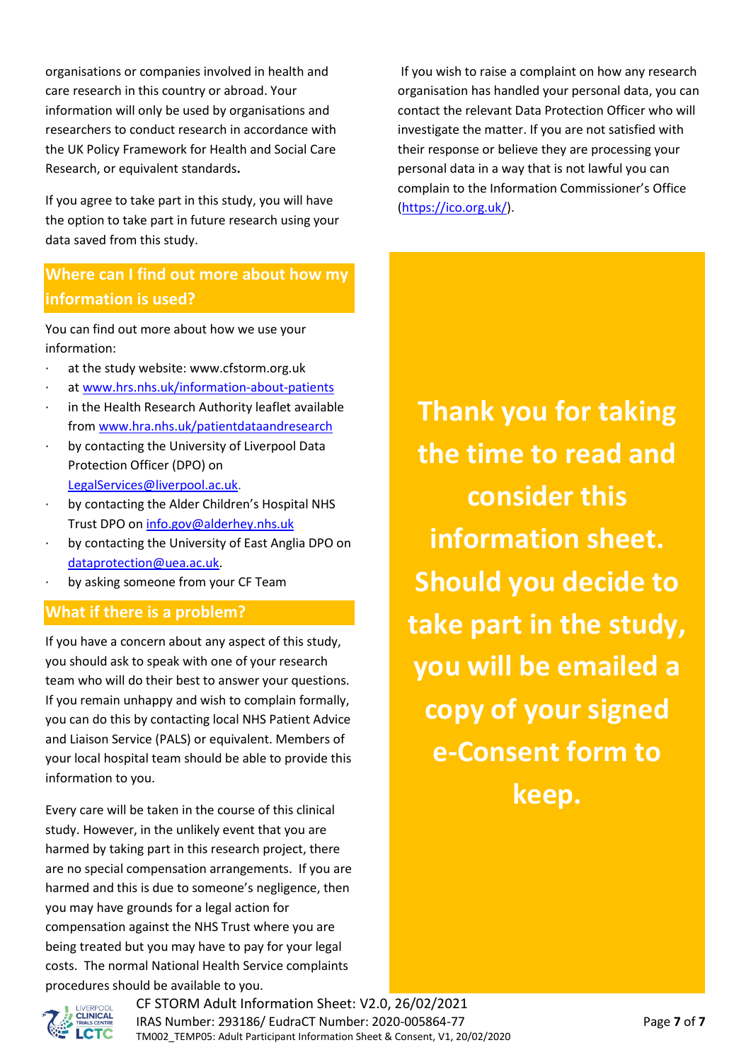organisations or companies involved in health and care research in this country or abroad. Your information will only be used by organisations and researchers to conduct research in accordance with the UK Policy Framework for Health and Social Care Research, or equivalent standards.

If you agree to take part in this study, you will have the option to take part in future research using your data saved from this study.

## Where can I find out more about how my information is used?

You can find out more about how we use your information:

- at the study website: www.cfstorm.org.uk
- at www.hrs.nhs.uk/information-about-patients
- in the Health Research Authority leaflet available from www.hra.nhs.uk/patientdataandresearch
- by contacting the University of Liverpool Data Protection Officer (DPO) on LegalServices@liverpool.ac.uk.
- by contacting the Alder Children's Hospital NHS Trust DPO on info.gov@alderhey.nhs.uk
- by contacting the University of East Anglia DPO on dataprotection@uea.ac.uk.
- by asking someone from your CF Team

## What if there is a problem?

If you have a concern about any aspect of this study, you should ask to speak with one of your research team who will do their best to answer your questions. If you remain unhappy and wish to complain formally, you can do this by contacting local NHS Patient Advice and Liaison Service (PALS) or equivalent. Members of your local hospital team should be able to provide this information to you.

Every care will be taken in the course of this clinical study. However, in the unlikely event that you are harmed by taking part in this research project, there are no special compensation arrangements. If you are harmed and this is due to someone's negligence, then you may have grounds for a legal action for compensation against the NHS Trust where you are being treated but you may have to pay for your legal costs. The normal National Health Service complaints procedures should be available to you.

If you wish to raise a complaint on how any research organisation has handled your personal data, you can contact the relevant Data Protection Officer who will investigate the matter. If you are not satisfied with their response or believe they are processing your personal data in a way that is not lawful you can complain to the Information Commissioner's Office (https://ico.org.uk/).

**Thank you for taking the time to read and consider this information sheet. Should you decide to take part in the study, you will be emailed a copy of your signed e-Consent form to keep.**